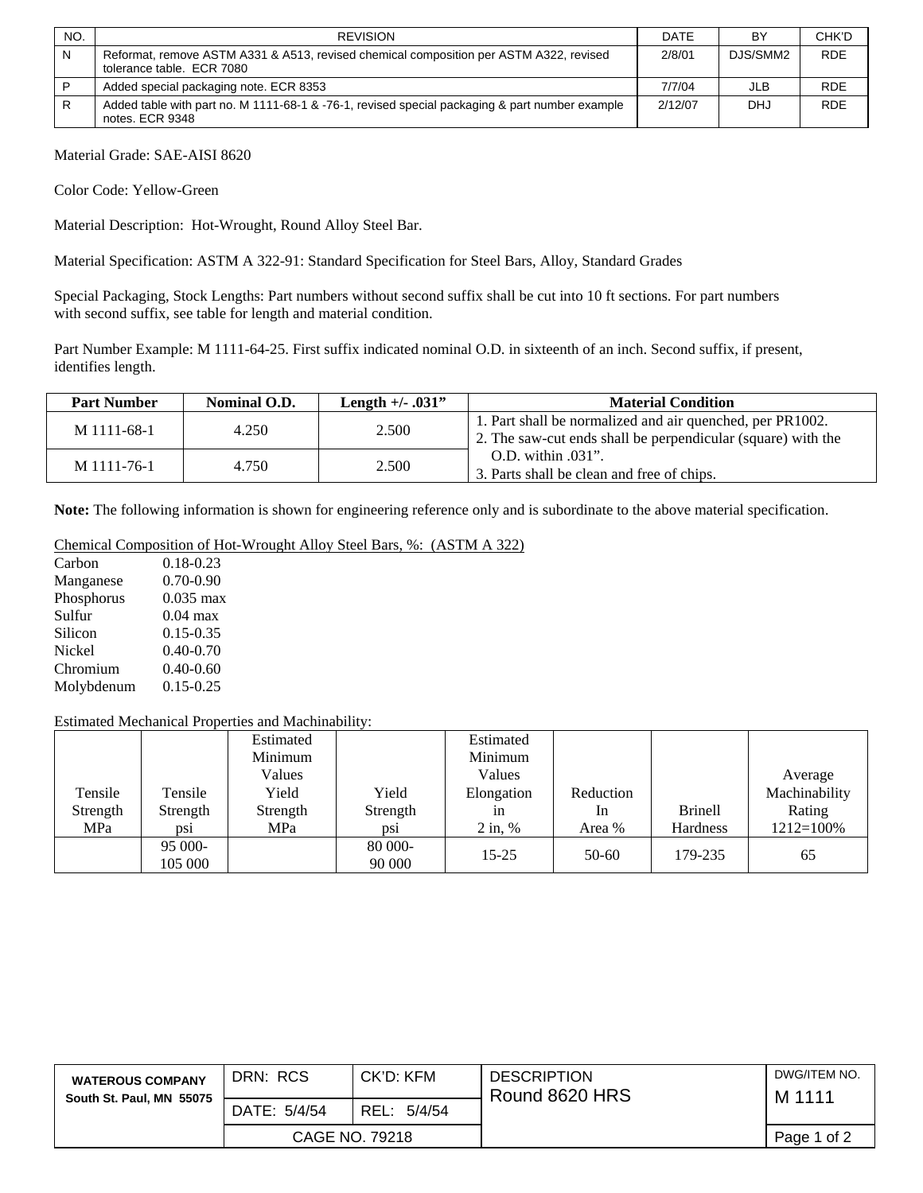| NO. | REVISION | DATE | BY | CHK'D |
|---|---|---|---|---|
| N | Reformat, remove ASTM A331 & A513, revised chemical composition per ASTM A322, revised tolerance table. ECR 7080 | 2/8/01 | DJS/SMM2 | RDE |
| P | Added special packaging note. ECR 8353 | 7/7/04 | JLB | RDE |
| R | Added table with part no. M 1111-68-1 & -76-1, revised special packaging & part number example notes. ECR 9348 | 2/12/07 | DHJ | RDE |

Material Grade: SAE-AISI 8620

Color Code: Yellow-Green

Material Description: Hot-Wrought, Round Alloy Steel Bar.

Material Specification: ASTM A 322-91: Standard Specification for Steel Bars, Alloy, Standard Grades

Special Packaging, Stock Lengths: Part numbers without second suffix shall be cut into 10 ft sections. For part numbers with second suffix, see table for length and material condition.

Part Number Example: M 1111-64-25. First suffix indicated nominal O.D. in sixteenth of an inch. Second suffix, if present, identifies length.

| Part Number | Nominal O.D. | Length +/- .031" | Material Condition |
|---|---|---|---|
| M 1111-68-1 | 4.250 | 2.500 | 1. Part shall be normalized and air quenched, per PR1002. 2. The saw-cut ends shall be perpendicular (square) with the O.D. within .031". 3. Parts shall be clean and free of chips. |
| M 1111-76-1 | 4.750 | 2.500 | |

**Note:** The following information is shown for engineering reference only and is subordinate to the above material specification.

Chemical Composition of Hot-Wrought Alloy Steel Bars, %: (ASTM A 322)

| | |
|---|---|
| Carbon | 0.18-0.23 |
| Manganese | 0.70-0.90 |
| Phosphorus | 0.035 max |
| Sulfur | 0.04 max |
| Silicon | 0.15-0.35 |
| Nickel | 0.40-0.70 |
| Chromium | 0.40-0.60 |
| Molybdenum | 0.15-0.25 |

Estimated Mechanical Properties and Machinability:

| Tensile Strength MPa | Tensile Strength psi | Estimated Minimum Values Yield Strength MPa | Yield Strength psi | Estimated Minimum Values Elongation in 2 in, % | Reduction In Area % | Brinell Hardness | Average Machinability Rating 1212=100% |
|---|---|---|---|---|---|---|---|
| | 95 000-105 000 | | 80 000-90 000 | 15-25 | 50-60 | 179-235 | 65 |

| WATEROUS COMPANY South St. Paul, MN 55075 | DRN: RCS | CK'D: KFM | DESCRIPTION Round 8620 HRS | DWG/ITEM NO. M 1111 |
|---|---|---|---|---|
| | DATE: 5/4/54 | REL: 5/4/54 | | |
| | CAGE NO. 79218 | | | |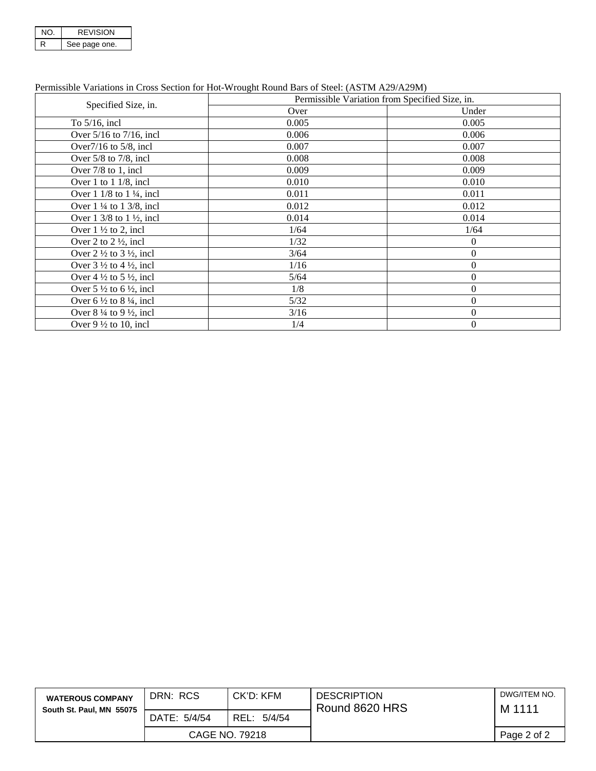| NO. | REVISION |
| --- | --- |
| R | See page one. |

Permissible Variations in Cross Section for Hot-Wrought Round Bars of Steel: (ASTM A29/A29M)

| Specified Size, in. | Permissible Variation from Specified Size, in. | |
| --- | --- | --- |
| | Over | Under |
| To 5/16, incl | 0.005 | 0.005 |
| Over 5/16 to 7/16, incl | 0.006 | 0.006 |
| Over7/16 to 5/8, incl | 0.007 | 0.007 |
| Over 5/8 to 7/8, incl | 0.008 | 0.008 |
| Over 7/8 to 1, incl | 0.009 | 0.009 |
| Over 1 to 1 1/8, incl | 0.010 | 0.010 |
| Over 1 1/8 to 1 ¼, incl | 0.011 | 0.011 |
| Over 1 ¼ to 1 3/8, incl | 0.012 | 0.012 |
| Over 1 3/8 to 1 ½, incl | 0.014 | 0.014 |
| Over 1 ½ to 2, incl | 1/64 | 1/64 |
| Over 2 to 2 ½, incl | 1/32 | 0 |
| Over 2 ½ to 3 ½, incl | 3/64 | 0 |
| Over 3 ½ to 4 ½, incl | 1/16 | 0 |
| Over 4 ½ to 5 ½, incl | 5/64 | 0 |
| Over 5 ½ to 6 ½, incl | 1/8 | 0 |
| Over 6 ½ to 8 ¼, incl | 5/32 | 0 |
| Over 8 ¼ to 9 ½, incl | 3/16 | 0 |
| Over 9 ½ to 10, incl | 1/4 | 0 |

| WATEROUS COMPANY South St. Paul, MN 55075 | DRN: RCS | CK'D: KFM | DESCRIPTION Round 8620 HRS | DWG/ITEM NO. M 1111 |
| --- | --- | --- | --- | --- |
| | DATE: 5/4/54 | REL: 5/4/54 | | |
| | CAGE NO. 79218 | | | |